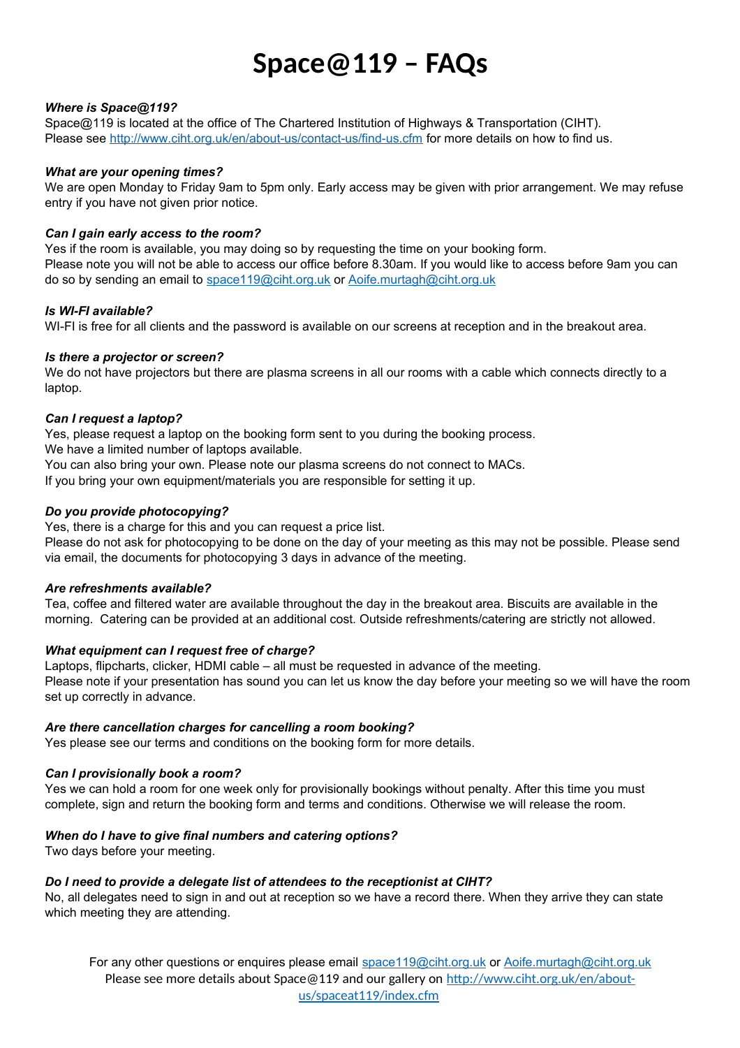# Space@119 – FAQs

***Where is Space@119?***
Space@119 is located at the office of The Chartered Institution of Highways & Transportation (CIHT).
Please see http://www.ciht.org.uk/en/about-us/contact-us/find-us.cfm for more details on how to find us.

***What are your opening times?***
We are open Monday to Friday 9am to 5pm only. Early access may be given with prior arrangement. We may refuse entry if you have not given prior notice.

***Can I gain early access to the room?***
Yes if the room is available, you may doing so by requesting the time on your booking form.
Please note you will not be able to access our office before 8.30am. If you would like to access before 9am you can do so by sending an email to space119@ciht.org.uk or Aoife.murtagh@ciht.org.uk

***Is WI-FI available?***
WI-FI is free for all clients and the password is available on our screens at reception and in the breakout area.

***Is there a projector or screen?***
We do not have projectors but there are plasma screens in all our rooms with a cable which connects directly to a laptop.

***Can I request a laptop?***
Yes, please request a laptop on the booking form sent to you during the booking process.
We have a limited number of laptops available.
You can also bring your own. Please note our plasma screens do not connect to MACs.
If you bring your own equipment/materials you are responsible for setting it up.

***Do you provide photocopying?***
Yes, there is a charge for this and you can request a price list.
Please do not ask for photocopying to be done on the day of your meeting as this may not be possible. Please send via email, the documents for photocopying 3 days in advance of the meeting.

***Are refreshments available?***
Tea, coffee and filtered water are available throughout the day in the breakout area. Biscuits are available in the morning. Catering can be provided at an additional cost. Outside refreshments/catering are strictly not allowed.

***What equipment can I request free of charge?***
Laptops, flipcharts, clicker, HDMI cable – all must be requested in advance of the meeting.
Please note if your presentation has sound you can let us know the day before your meeting so we will have the room set up correctly in advance.

***Are there cancellation charges for cancelling a room booking?***
Yes please see our terms and conditions on the booking form for more details.

***Can I provisionally book a room?***
Yes we can hold a room for one week only for provisionally bookings without penalty. After this time you must complete, sign and return the booking form and terms and conditions. Otherwise we will release the room.

***When do I have to give final numbers and catering options?***
Two days before your meeting.

***Do I need to provide a delegate list of attendees to the receptionist at CIHT?***
No, all delegates need to sign in and out at reception so we have a record there. When they arrive they can state which meeting they are attending.

For any other questions or enquires please email space119@ciht.org.uk or Aoife.murtagh@ciht.org.uk
Please see more details about Space@119 and our gallery on http://www.ciht.org.uk/en/about-us/spaceat119/index.cfm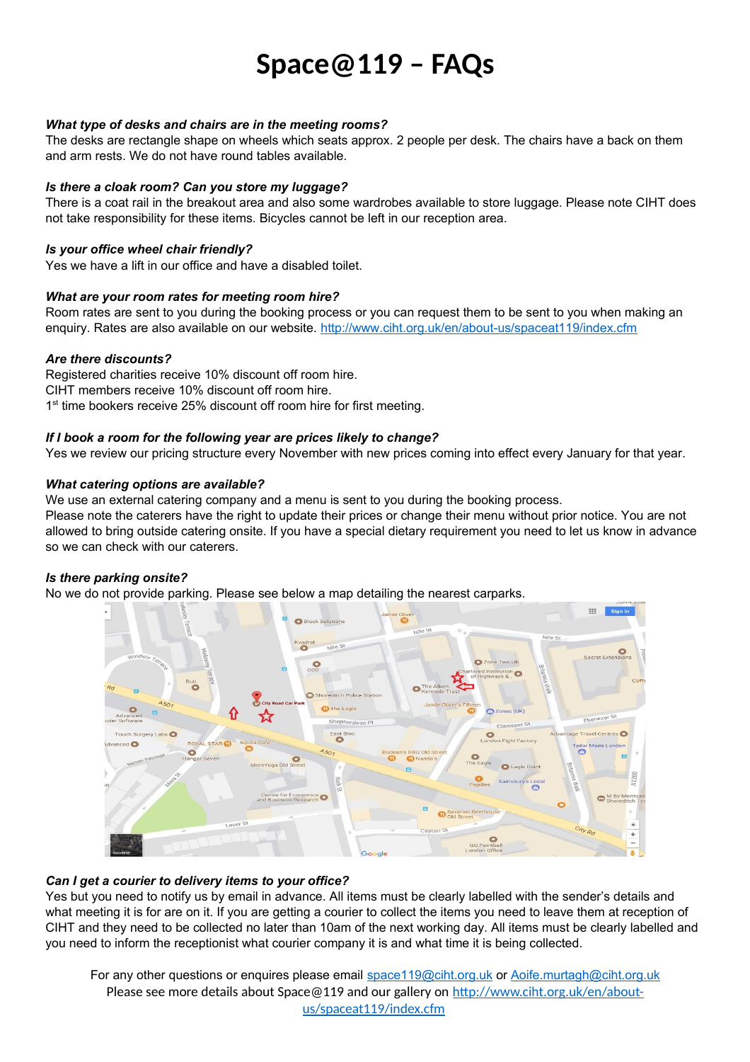# Space@119 – FAQs

***What type of desks and chairs are in the meeting rooms?***

The desks are rectangle shape on wheels which seats approx. 2 people per desk. The chairs have a back on them and arm rests. We do not have round tables available.

***Is there a cloak room? Can you store my luggage?***

There is a coat rail in the breakout area and also some wardrobes available to store luggage. Please note CIHT does not take responsibility for these items. Bicycles cannot be left in our reception area.

***Is your office wheel chair friendly?***

Yes we have a lift in our office and have a disabled toilet.

***What are your room rates for meeting room hire?***

Room rates are sent to you during the booking process or you can request them to be sent to you when making an enquiry. Rates are also available on our website. http://www.ciht.org.uk/en/about-us/spaceat119/index.cfm

***Are there discounts?***

Registered charities receive 10% discount off room hire.
CIHT members receive 10% discount off room hire.
1st time bookers receive 25% discount off room hire for first meeting.

***If I book a room for the following year are prices likely to change?***

Yes we review our pricing structure every November with new prices coming into effect every January for that year.

***What catering options are available?***

We use an external catering company and a menu is sent to you during the booking process.
Please note the caterers have the right to update their prices or change their menu without prior notice. You are not allowed to bring outside catering onsite. If you have a special dietary requirement you need to let us know in advance so we can check with our caterers.

***Is there parking onsite?***

No we do not provide parking. Please see below a map detailing the nearest carparks.

***Can I get a courier to delivery items to your office?***

Yes but you need to notify us by email in advance. All items must be clearly labelled with the sender's details and what meeting it is for are on it. If you are getting a courier to collect the items you need to leave them at reception of CIHT and they need to be collected no later than 10am of the next working day. All items must be clearly labelled and you need to inform the receptionist what courier company it is and what time it is being collected.

For any other questions or enquires please email space119@ciht.org.uk or Aoife.murtagh@ciht.org.uk
Please see more details about Space@119 and our gallery on http://www.ciht.org.uk/en/about-us/spaceat119/index.cfm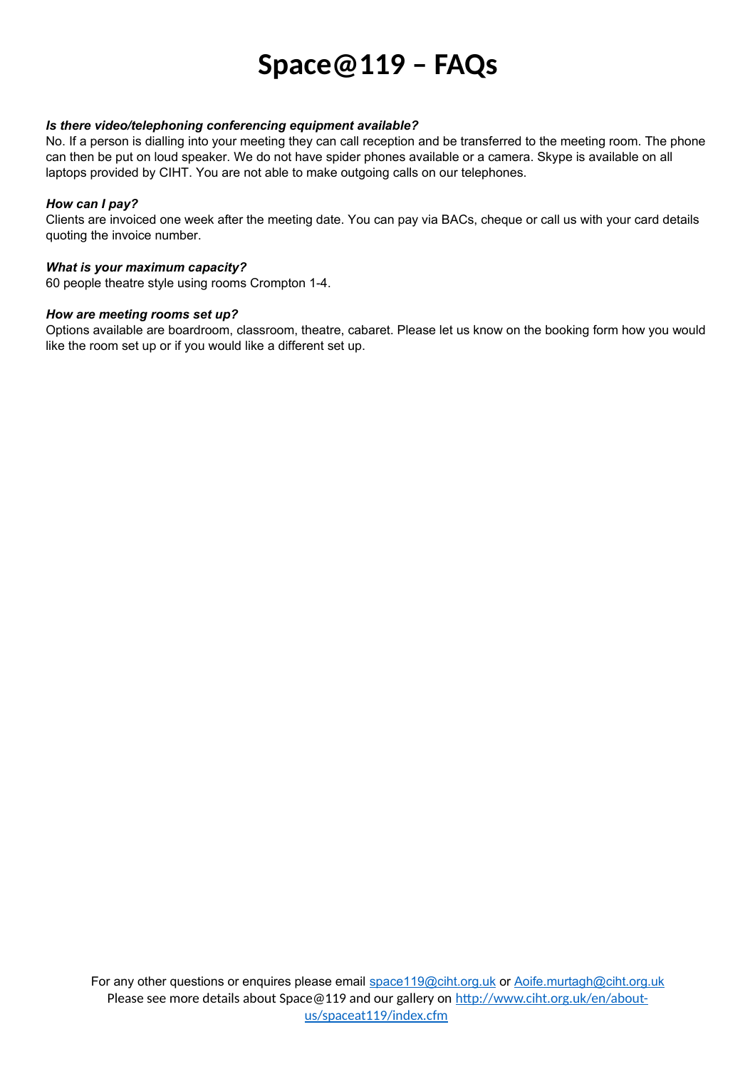# Space@119 – FAQs

***Is there video/telephoning conferencing equipment available?***

No. If a person is dialling into your meeting they can call reception and be transferred to the meeting room. The phone can then be put on loud speaker. We do not have spider phones available or a camera. Skype is available on all laptops provided by CIHT. You are not able to make outgoing calls on our telephones.

***How can I pay?***

Clients are invoiced one week after the meeting date. You can pay via BACs, cheque or call us with your card details quoting the invoice number.

***What is your maximum capacity?***

60 people theatre style using rooms Crompton 1-4.

***How are meeting rooms set up?***

Options available are boardroom, classroom, theatre, cabaret. Please let us know on the booking form how you would like the room set up or if you would like a different set up.

For any other questions or enquires please email space119@ciht.org.uk or Aoife.murtagh@ciht.org.uk
Please see more details about Space@119 and our gallery on http://www.ciht.org.uk/en/about-us/spaceat119/index.cfm